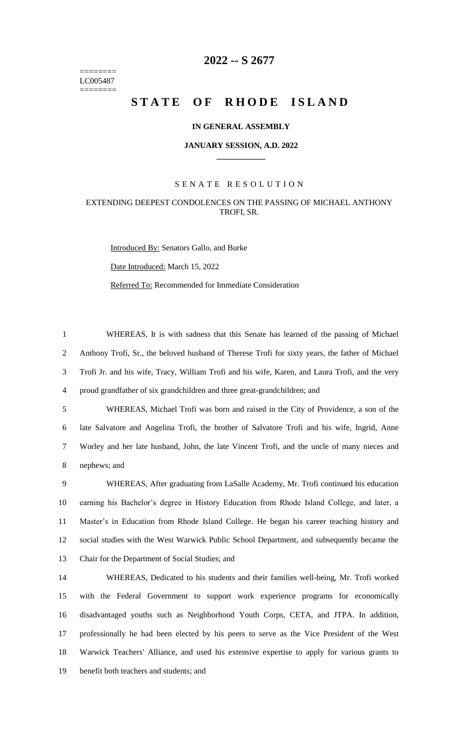========
LC005487
========

# 2022 -- S 2677

# STATE OF RHODE ISLAND

**IN GENERAL ASSEMBLY**

**JANUARY SESSION, A.D. 2022**

---

SENATE RESOLUTION

EXTENDING DEEPEST CONDOLENCES ON THE PASSING OF MICHAEL ANTHONY TROFI, SR.

Introduced By: Senators Gallo, and Burke

Date Introduced: March 15, 2022

Referred To: Recommended for Immediate Consideration

WHEREAS, It is with sadness that this Senate has learned of the passing of Michael Anthony Trofi, Sr., the beloved husband of Therese Trofi for sixty years, the father of Michael Trofi Jr. and his wife, Tracy, William Trofi and his wife, Karen, and Laura Trofi, and the very proud grandfather of six grandchildren and three great-grandchildren; and

WHEREAS, Michael Trofi was born and raised in the City of Providence, a son of the late Salvatore and Angelina Trofi, the brother of Salvatore Trofi and his wife, Ingrid, Anne Worley and her late husband, John, the late Vincent Trofi, and the uncle of many nieces and nephews; and

WHEREAS, After graduating from LaSalle Academy, Mr. Trofi continued his education earning his Bachelor's degree in History Education from Rhode Island College, and later, a Master's in Education from Rhode Island College. He began his career teaching history and social studies with the West Warwick Public School Department, and subsequently became the Chair for the Department of Social Studies; and

WHEREAS, Dedicated to his students and their families well-being, Mr. Trofi worked with the Federal Government to support work experience programs for economically disadvantaged youths such as Neighborhood Youth Corps, CETA, and JTPA. In addition, professionally he had been elected by his peers to serve as the Vice President of the West Warwick Teachers' Alliance, and used his extensive expertise to apply for various grants to benefit both teachers and students; and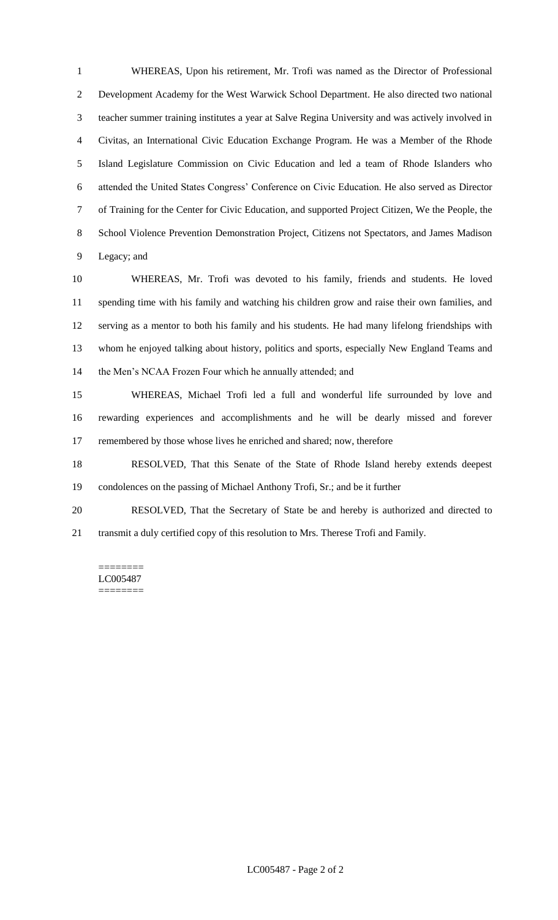WHEREAS, Upon his retirement, Mr. Trofi was named as the Director of Professional Development Academy for the West Warwick School Department. He also directed two national teacher summer training institutes a year at Salve Regina University and was actively involved in Civitas, an International Civic Education Exchange Program. He was a Member of the Rhode Island Legislature Commission on Civic Education and led a team of Rhode Islanders who attended the United States Congress' Conference on Civic Education. He also served as Director of Training for the Center for Civic Education, and supported Project Citizen, We the People, the School Violence Prevention Demonstration Project, Citizens not Spectators, and James Madison Legacy; and

WHEREAS, Mr. Trofi was devoted to his family, friends and students. He loved spending time with his family and watching his children grow and raise their own families, and serving as a mentor to both his family and his students. He had many lifelong friendships with whom he enjoyed talking about history, politics and sports, especially New England Teams and the Men's NCAA Frozen Four which he annually attended; and

WHEREAS, Michael Trofi led a full and wonderful life surrounded by love and rewarding experiences and accomplishments and he will be dearly missed and forever remembered by those whose lives he enriched and shared; now, therefore

RESOLVED, That this Senate of the State of Rhode Island hereby extends deepest condolences on the passing of Michael Anthony Trofi, Sr.; and be it further

RESOLVED, That the Secretary of State be and hereby is authorized and directed to transmit a duly certified copy of this resolution to Mrs. Therese Trofi and Family.

========
LC005487
========